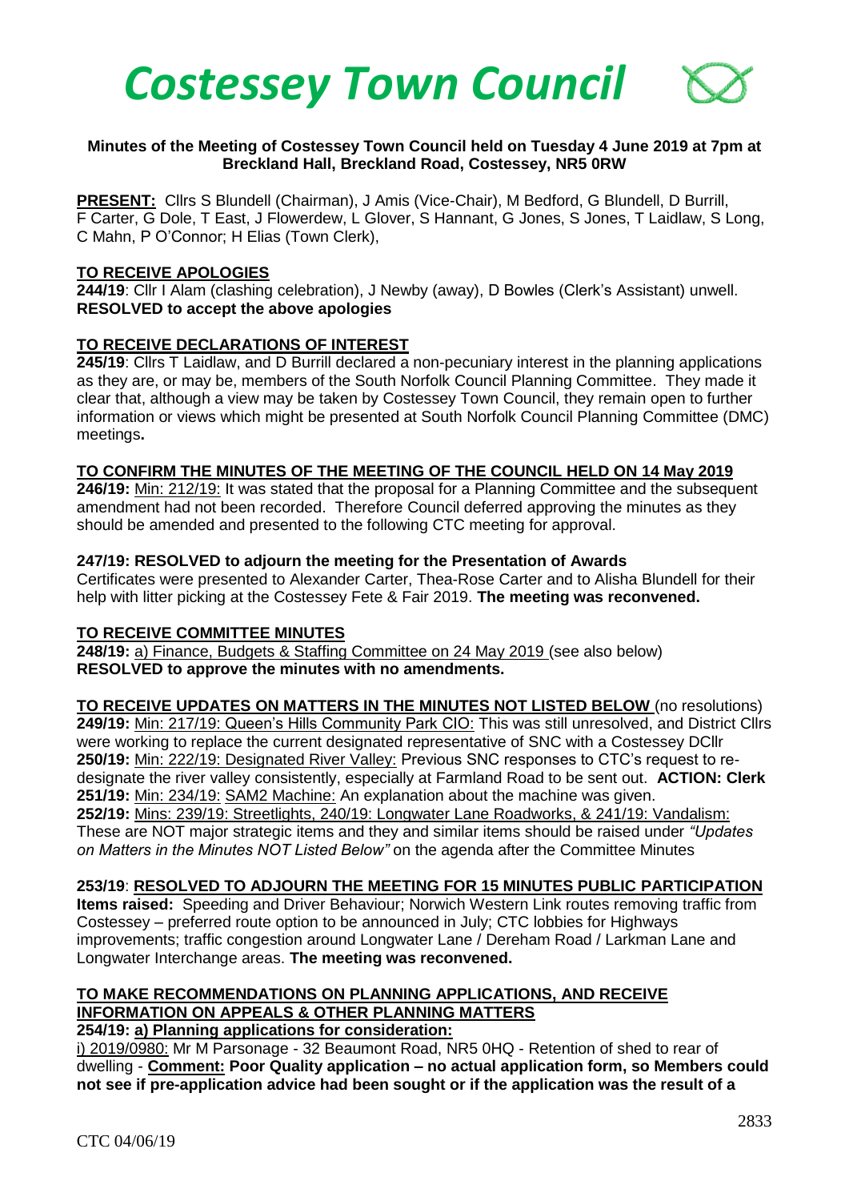# *Costessey Town Council*

**Minutes of the Meeting of Costessey Town Council held on Tuesday 4 June 2019 at 7pm at Breckland Hall, Breckland Road, Costessey, NR5 0RW**

**PRESENT:** Cllrs S Blundell (Chairman), J Amis (Vice-Chair), M Bedford, G Blundell, D Burrill, F Carter, G Dole, T East, J Flowerdew, L Glover, S Hannant, G Jones, S Jones, T Laidlaw, S Long, C Mahn, P O'Connor; H Elias (Town Clerk),

**TO RECEIVE APOLOGIES**

**244/19**: Cllr I Alam (clashing celebration), J Newby (away), D Bowles (Clerk's Assistant) unwell.
**RESOLVED to accept the above apologies**

**TO RECEIVE DECLARATIONS OF INTEREST**

**245/19**: Cllrs T Laidlaw, and D Burrill declared a non-pecuniary interest in the planning applications as they are, or may be, members of the South Norfolk Council Planning Committee. They made it clear that, although a view may be taken by Costessey Town Council, they remain open to further information or views which might be presented at South Norfolk Council Planning Committee (DMC) meetings**.**

**TO CONFIRM THE MINUTES OF THE MEETING OF THE COUNCIL HELD ON 14 May 2019**

**246/19:** Min: 212/19: It was stated that the proposal for a Planning Committee and the subsequent amendment had not been recorded. Therefore Council deferred approving the minutes as they should be amended and presented to the following CTC meeting for approval.

**247/19: RESOLVED to adjourn the meeting for the Presentation of Awards**
Certificates were presented to Alexander Carter, Thea-Rose Carter and to Alisha Blundell for their help with litter picking at the Costessey Fete & Fair 2019. **The meeting was reconvened.**

**TO RECEIVE COMMITTEE MINUTES**

**248/19:** a) Finance, Budgets & Staffing Committee on 24 May 2019 (see also below)
**RESOLVED to approve the minutes with no amendments.**

**TO RECEIVE UPDATES ON MATTERS IN THE MINUTES NOT LISTED BELOW** (no resolutions)

**249/19:** Min: 217/19: Queen's Hills Community Park CIO: This was still unresolved, and District Cllrs were working to replace the current designated representative of SNC with a Costessey DCllr
**250/19:** Min: 222/19: Designated River Valley: Previous SNC responses to CTC's request to re-designate the river valley consistently, especially at Farmland Road to be sent out. **ACTION: Clerk**
**251/19:** Min: 234/19: SAM2 Machine: An explanation about the machine was given.
**252/19:** Mins: 239/19: Streetlights, 240/19: Longwater Lane Roadworks, & 241/19: Vandalism: These are NOT major strategic items and they and similar items should be raised under *"Updates on Matters in the Minutes NOT Listed Below"* on the agenda after the Committee Minutes

**253/19**: **RESOLVED TO ADJOURN THE MEETING FOR 15 MINUTES PUBLIC PARTICIPATION**
**Items raised:** Speeding and Driver Behaviour; Norwich Western Link routes removing traffic from Costessey – preferred route option to be announced in July; CTC lobbies for Highways improvements; traffic congestion around Longwater Lane / Dereham Road / Larkman Lane and Longwater Interchange areas. **The meeting was reconvened.**

**TO MAKE RECOMMENDATIONS ON PLANNING APPLICATIONS, AND RECEIVE INFORMATION ON APPEALS & OTHER PLANNING MATTERS**

**254/19: a) Planning applications for consideration:**

i) 2019/0980: Mr M Parsonage - 32 Beaumont Road, NR5 0HQ - Retention of shed to rear of dwelling - **Comment: Poor Quality application – no actual application form, so Members could not see if pre-application advice had been sought or if the application was the result of a**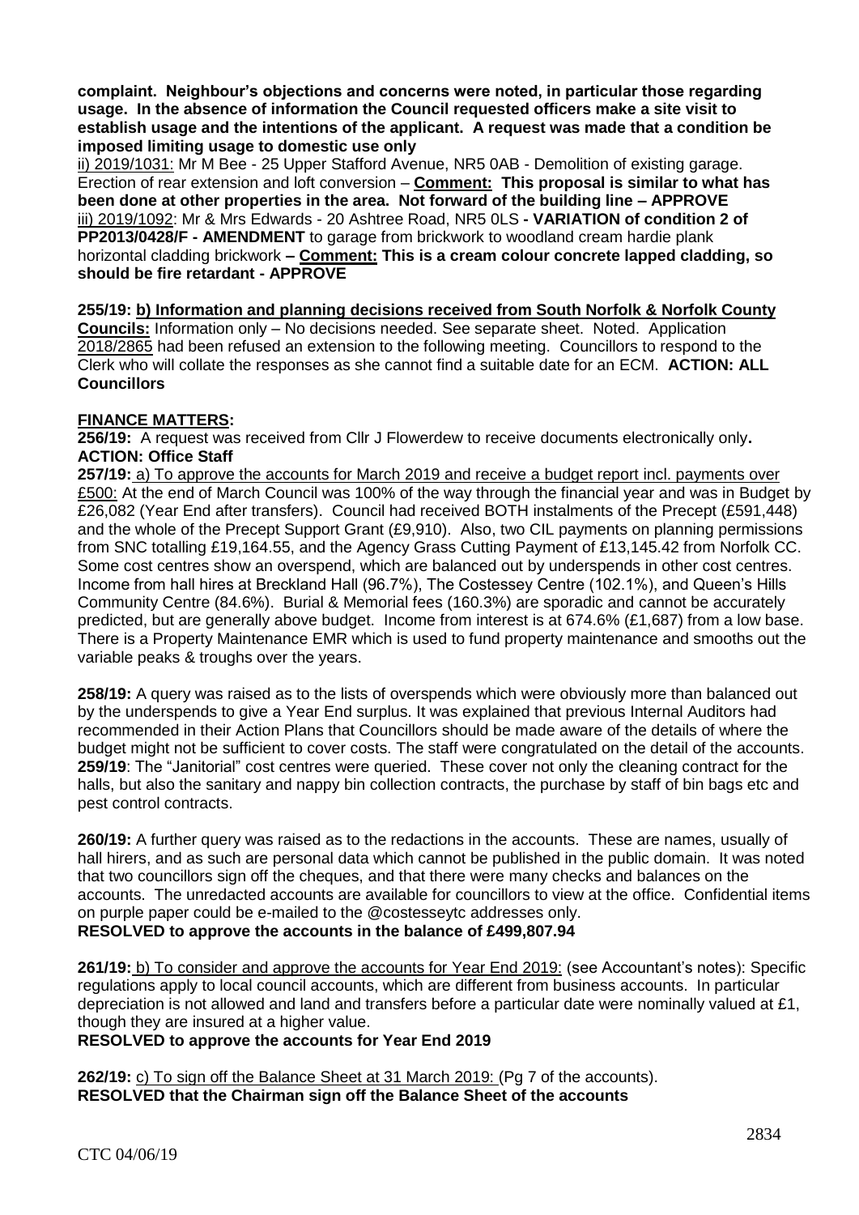**complaint. Neighbour's objections and concerns were noted, in particular those regarding usage. In the absence of information the Council requested officers make a site visit to establish usage and the intentions of the applicant. A request was made that a condition be imposed limiting usage to domestic use only**

ii) 2019/1031: Mr M Bee - 25 Upper Stafford Avenue, NR5 0AB - Demolition of existing garage. Erection of rear extension and loft conversion – **Comment: This proposal is similar to what has been done at other properties in the area. Not forward of the building line – APPROVE**

iii) 2019/1092: Mr & Mrs Edwards - 20 Ashtree Road, NR5 0LS **- VARIATION of condition 2 of PP2013/0428/F - AMENDMENT** to garage from brickwork to woodland cream hardie plank horizontal cladding brickwork **– Comment: This is a cream colour concrete lapped cladding, so should be fire retardant - APPROVE**

**255/19: b) Information and planning decisions received from South Norfolk & Norfolk County Councils:** Information only – No decisions needed. See separate sheet. Noted. Application 2018/2865 had been refused an extension to the following meeting. Councillors to respond to the Clerk who will collate the responses as she cannot find a suitable date for an ECM. **ACTION: ALL Councillors**

**FINANCE MATTERS:**

**256/19:** A request was received from Cllr J Flowerdew to receive documents electronically only**. ACTION: Office Staff**

**257/19:** a) To approve the accounts for March 2019 and receive a budget report incl. payments over £500: At the end of March Council was 100% of the way through the financial year and was in Budget by £26,082 (Year End after transfers). Council had received BOTH instalments of the Precept (£591,448) and the whole of the Precept Support Grant (£9,910). Also, two CIL payments on planning permissions from SNC totalling £19,164.55, and the Agency Grass Cutting Payment of £13,145.42 from Norfolk CC. Some cost centres show an overspend, which are balanced out by underspends in other cost centres. Income from hall hires at Breckland Hall (96.7%), The Costessey Centre (102.1%), and Queen's Hills Community Centre (84.6%). Burial & Memorial fees (160.3%) are sporadic and cannot be accurately predicted, but are generally above budget. Income from interest is at 674.6% (£1,687) from a low base. There is a Property Maintenance EMR which is used to fund property maintenance and smooths out the variable peaks & troughs over the years.

**258/19:** A query was raised as to the lists of overspends which were obviously more than balanced out by the underspends to give a Year End surplus. It was explained that previous Internal Auditors had recommended in their Action Plans that Councillors should be made aware of the details of where the budget might not be sufficient to cover costs. The staff were congratulated on the detail of the accounts.

**259/19**: The "Janitorial" cost centres were queried. These cover not only the cleaning contract for the halls, but also the sanitary and nappy bin collection contracts, the purchase by staff of bin bags etc and pest control contracts.

**260/19:** A further query was raised as to the redactions in the accounts. These are names, usually of hall hirers, and as such are personal data which cannot be published in the public domain. It was noted that two councillors sign off the cheques, and that there were many checks and balances on the accounts. The unredacted accounts are available for councillors to view at the office. Confidential items on purple paper could be e-mailed to the @costesseytc addresses only.

**RESOLVED to approve the accounts in the balance of £499,807.94**

**261/19:** b) To consider and approve the accounts for Year End 2019: (see Accountant's notes): Specific regulations apply to local council accounts, which are different from business accounts. In particular depreciation is not allowed and land and transfers before a particular date were nominally valued at £1, though they are insured at a higher value.

**RESOLVED to approve the accounts for Year End 2019**

**262/19:** c) To sign off the Balance Sheet at 31 March 2019: (Pg 7 of the accounts).

**RESOLVED that the Chairman sign off the Balance Sheet of the accounts**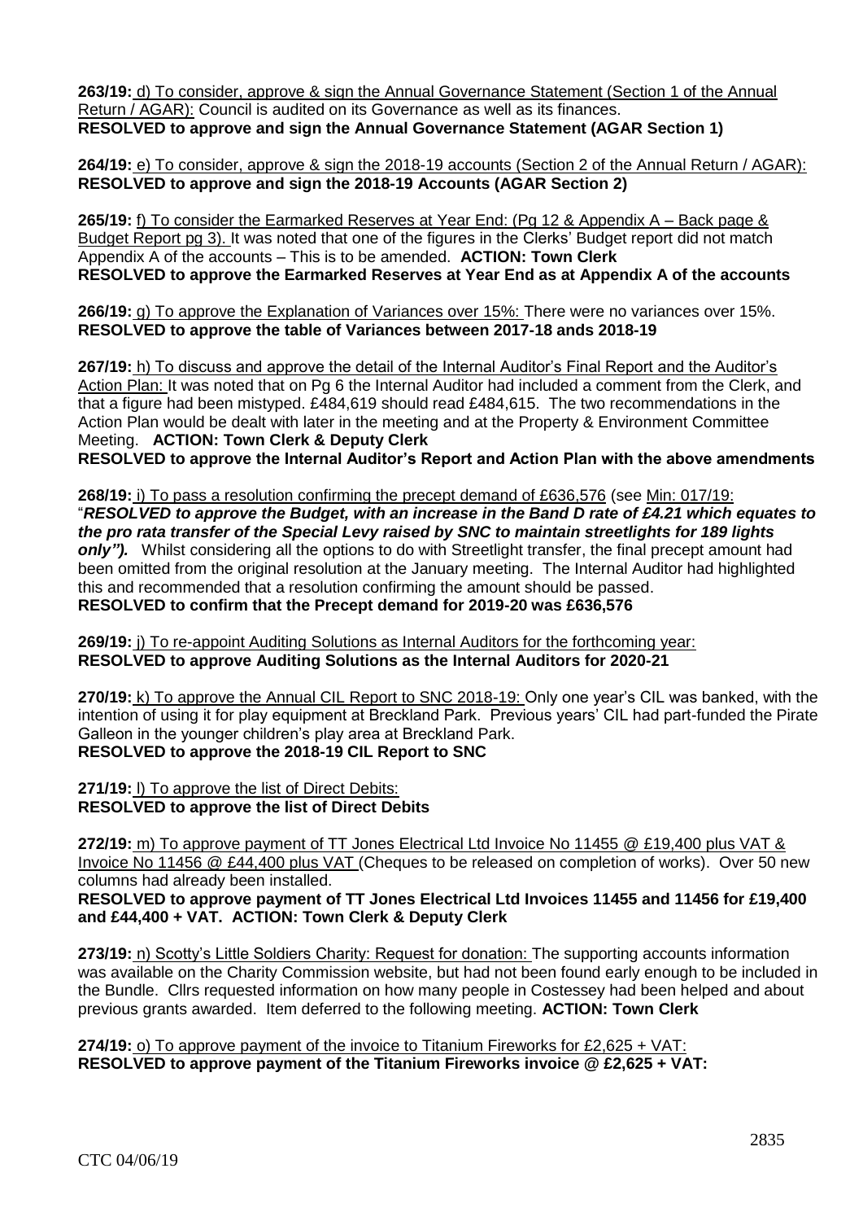**263/19:** d) To consider, approve & sign the Annual Governance Statement (Section 1 of the Annual Return / AGAR): Council is audited on its Governance as well as its finances.
**RESOLVED to approve and sign the Annual Governance Statement (AGAR Section 1)**

**264/19:** e) To consider, approve & sign the 2018-19 accounts (Section 2 of the Annual Return / AGAR):
**RESOLVED to approve and sign the 2018-19 Accounts (AGAR Section 2)**

**265/19:** f) To consider the Earmarked Reserves at Year End: (Pg 12 & Appendix A – Back page & Budget Report pg 3). It was noted that one of the figures in the Clerks' Budget report did not match Appendix A of the accounts – This is to be amended. **ACTION: Town Clerk**
**RESOLVED to approve the Earmarked Reserves at Year End as at Appendix A of the accounts**

**266/19:** g) To approve the Explanation of Variances over 15%: There were no variances over 15%.
**RESOLVED to approve the table of Variances between 2017-18 ands 2018-19**

**267/19:** h) To discuss and approve the detail of the Internal Auditor's Final Report and the Auditor's Action Plan: It was noted that on Pg 6 the Internal Auditor had included a comment from the Clerk, and that a figure had been mistyped. £484,619 should read £484,615. The two recommendations in the Action Plan would be dealt with later in the meeting and at the Property & Environment Committee Meeting. **ACTION: Town Clerk & Deputy Clerk**
**RESOLVED to approve the Internal Auditor's Report and Action Plan with the above amendments**

**268/19:** i) To pass a resolution confirming the precept demand of £636,576 (see Min: 017/19: "***RESOLVED to approve the Budget, with an increase in the Band D rate of £4.21 which equates to the pro rata transfer of the Special Levy raised by SNC to maintain streetlights for 189 lights only").*** Whilst considering all the options to do with Streetlight transfer, the final precept amount had been omitted from the original resolution at the January meeting. The Internal Auditor had highlighted this and recommended that a resolution confirming the amount should be passed.
**RESOLVED to confirm that the Precept demand for 2019-20 was £636,576**

**269/19:** j) To re-appoint Auditing Solutions as Internal Auditors for the forthcoming year:
**RESOLVED to approve Auditing Solutions as the Internal Auditors for 2020-21**

**270/19:** k) To approve the Annual CIL Report to SNC 2018-19: Only one year's CIL was banked, with the intention of using it for play equipment at Breckland Park. Previous years' CIL had part-funded the Pirate Galleon in the younger children's play area at Breckland Park.
**RESOLVED to approve the 2018-19 CIL Report to SNC**

**271/19:** l) To approve the list of Direct Debits:
**RESOLVED to approve the list of Direct Debits**

**272/19:** m) To approve payment of TT Jones Electrical Ltd Invoice No 11455 @ £19,400 plus VAT & Invoice No 11456 @ £44,400 plus VAT (Cheques to be released on completion of works). Over 50 new columns had already been installed.
**RESOLVED to approve payment of TT Jones Electrical Ltd Invoices 11455 and 11456 for £19,400 and £44,400 + VAT. ACTION: Town Clerk & Deputy Clerk**

**273/19:** n) Scotty's Little Soldiers Charity: Request for donation: The supporting accounts information was available on the Charity Commission website, but had not been found early enough to be included in the Bundle. Cllrs requested information on how many people in Costessey had been helped and about previous grants awarded. Item deferred to the following meeting. **ACTION: Town Clerk**

**274/19:** o) To approve payment of the invoice to Titanium Fireworks for £2,625 + VAT:
**RESOLVED to approve payment of the Titanium Fireworks invoice @ £2,625 + VAT:**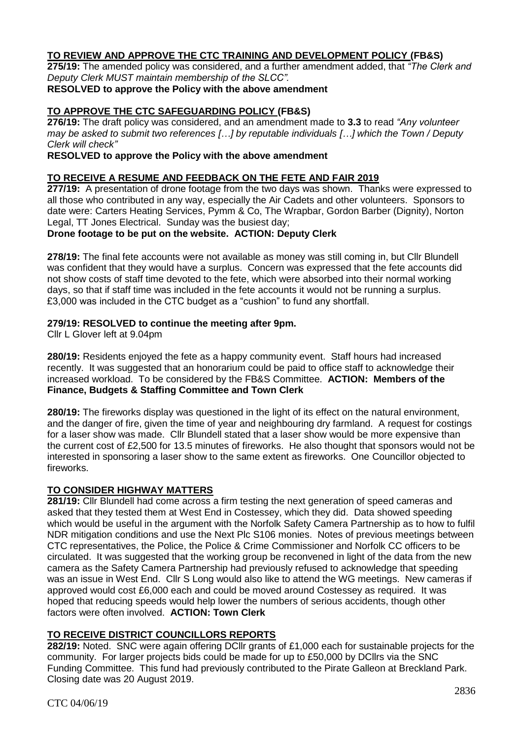**TO REVIEW AND APPROVE THE CTC TRAINING AND DEVELOPMENT POLICY (FB&S)**

**275/19:** The amended policy was considered, and a further amendment added, that *"The Clerk and Deputy Clerk MUST maintain membership of the SLCC".*
**RESOLVED to approve the Policy with the above amendment**

**TO APPROVE THE CTC SAFEGUARDING POLICY (FB&S)**

**276/19:** The draft policy was considered, and an amendment made to **3.3** to read *"Any volunteer may be asked to submit two references […] by reputable individuals […] which the Town / Deputy Clerk will check"*
**RESOLVED to approve the Policy with the above amendment**

**TO RECEIVE A RESUME AND FEEDBACK ON THE FETE AND FAIR 2019**

**277/19:** A presentation of drone footage from the two days was shown. Thanks were expressed to all those who contributed in any way, especially the Air Cadets and other volunteers. Sponsors to date were: Carters Heating Services, Pymm & Co, The Wrapbar, Gordon Barber (Dignity), Norton Legal, TT Jones Electrical. Sunday was the busiest day;
**Drone footage to be put on the website. ACTION: Deputy Clerk**

**278/19:** The final fete accounts were not available as money was still coming in, but Cllr Blundell was confident that they would have a surplus. Concern was expressed that the fete accounts did not show costs of staff time devoted to the fete, which were absorbed into their normal working days, so that if staff time was included in the fete accounts it would not be running a surplus. £3,000 was included in the CTC budget as a "cushion" to fund any shortfall.

**279/19: RESOLVED to continue the meeting after 9pm.**
Cllr L Glover left at 9.04pm

**280/19:** Residents enjoyed the fete as a happy community event. Staff hours had increased recently. It was suggested that an honorarium could be paid to office staff to acknowledge their increased workload. To be considered by the FB&S Committee. **ACTION: Members of the Finance, Budgets & Staffing Committee and Town Clerk**

**280/19:** The fireworks display was questioned in the light of its effect on the natural environment, and the danger of fire, given the time of year and neighbouring dry farmland. A request for costings for a laser show was made. Cllr Blundell stated that a laser show would be more expensive than the current cost of £2,500 for 13.5 minutes of fireworks. He also thought that sponsors would not be interested in sponsoring a laser show to the same extent as fireworks. One Councillor objected to fireworks.

**TO CONSIDER HIGHWAY MATTERS**

**281/19:** Cllr Blundell had come across a firm testing the next generation of speed cameras and asked that they tested them at West End in Costessey, which they did. Data showed speeding which would be useful in the argument with the Norfolk Safety Camera Partnership as to how to fulfil NDR mitigation conditions and use the Next Plc S106 monies. Notes of previous meetings between CTC representatives, the Police, the Police & Crime Commissioner and Norfolk CC officers to be circulated. It was suggested that the working group be reconvened in light of the data from the new camera as the Safety Camera Partnership had previously refused to acknowledge that speeding was an issue in West End. Cllr S Long would also like to attend the WG meetings. New cameras if approved would cost £6,000 each and could be moved around Costessey as required. It was hoped that reducing speeds would help lower the numbers of serious accidents, though other factors were often involved. **ACTION: Town Clerk**

**TO RECEIVE DISTRICT COUNCILLORS REPORTS**

**282/19:** Noted. SNC were again offering DCllr grants of £1,000 each for sustainable projects for the community. For larger projects bids could be made for up to £50,000 by DCllrs via the SNC Funding Committee. This fund had previously contributed to the Pirate Galleon at Breckland Park. Closing date was 20 August 2019.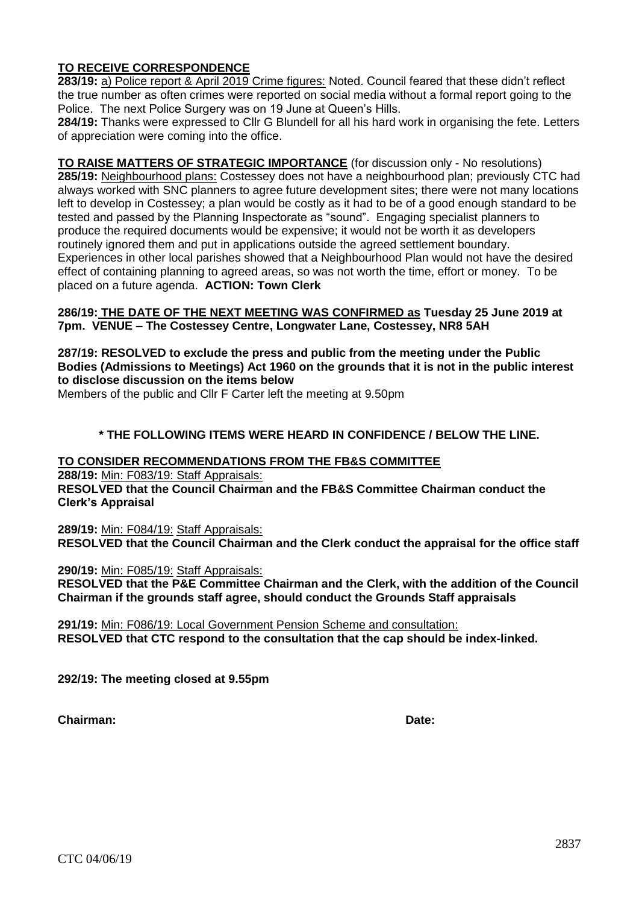**TO RECEIVE CORRESPONDENCE**

**283/19:** a) Police report & April 2019 Crime figures: Noted. Council feared that these didn't reflect the true number as often crimes were reported on social media without a formal report going to the Police. The next Police Surgery was on 19 June at Queen's Hills.

**284/19:** Thanks were expressed to Cllr G Blundell for all his hard work in organising the fete. Letters of appreciation were coming into the office.

**TO RAISE MATTERS OF STRATEGIC IMPORTANCE** (for discussion only - No resolutions)

**285/19:** Neighbourhood plans: Costessey does not have a neighbourhood plan; previously CTC had always worked with SNC planners to agree future development sites; there were not many locations left to develop in Costessey; a plan would be costly as it had to be of a good enough standard to be tested and passed by the Planning Inspectorate as "sound". Engaging specialist planners to produce the required documents would be expensive; it would not be worth it as developers routinely ignored them and put in applications outside the agreed settlement boundary. Experiences in other local parishes showed that a Neighbourhood Plan would not have the desired effect of containing planning to agreed areas, so was not worth the time, effort or money. To be placed on a future agenda. **ACTION: Town Clerk**

**286/19: THE DATE OF THE NEXT MEETING WAS CONFIRMED as Tuesday 25 June 2019 at 7pm. VENUE – The Costessey Centre, Longwater Lane, Costessey, NR8 5AH**

**287/19: RESOLVED to exclude the press and public from the meeting under the Public Bodies (Admissions to Meetings) Act 1960 on the grounds that it is not in the public interest to disclose discussion on the items below**

Members of the public and Cllr F Carter left the meeting at 9.50pm

**\* THE FOLLOWING ITEMS WERE HEARD IN CONFIDENCE / BELOW THE LINE.**

**TO CONSIDER RECOMMENDATIONS FROM THE FB&S COMMITTEE**

**288/19:** Min: F083/19: Staff Appraisals:
**RESOLVED that the Council Chairman and the FB&S Committee Chairman conduct the Clerk's Appraisal**

**289/19:** Min: F084/19: Staff Appraisals:
**RESOLVED that the Council Chairman and the Clerk conduct the appraisal for the office staff**

**290/19:** Min: F085/19: Staff Appraisals:
**RESOLVED that the P&E Committee Chairman and the Clerk, with the addition of the Council Chairman if the grounds staff agree, should conduct the Grounds Staff appraisals**

**291/19:** Min: F086/19: Local Government Pension Scheme and consultation:
**RESOLVED that CTC respond to the consultation that the cap should be index-linked.**

**292/19: The meeting closed at 9.55pm**

**Chairman:** **Date:**